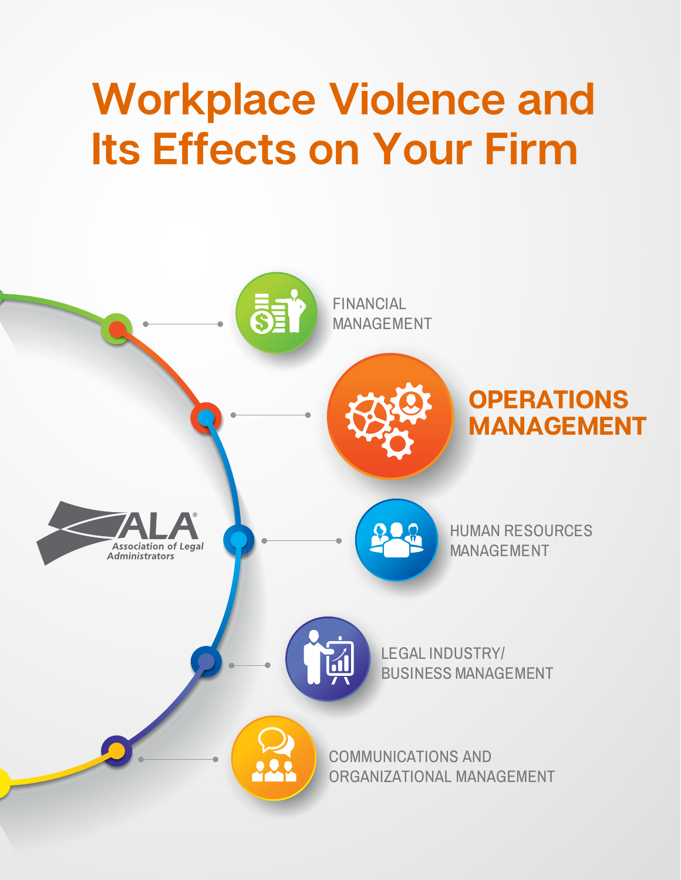# Workplace Violence and Its Effects on Your Firm

FINANCIAL MANAGEMENT

**OPERATIONS MANAGEMENT**

HUMAN RESOURCES MANAGEMENT

LEGAL INDUSTRY/ BUSINESS MANAGEMENT

COMMUNICATIONS AND ORGANIZATIONAL MANAGEMENT

ALA® Association of Legal Administrators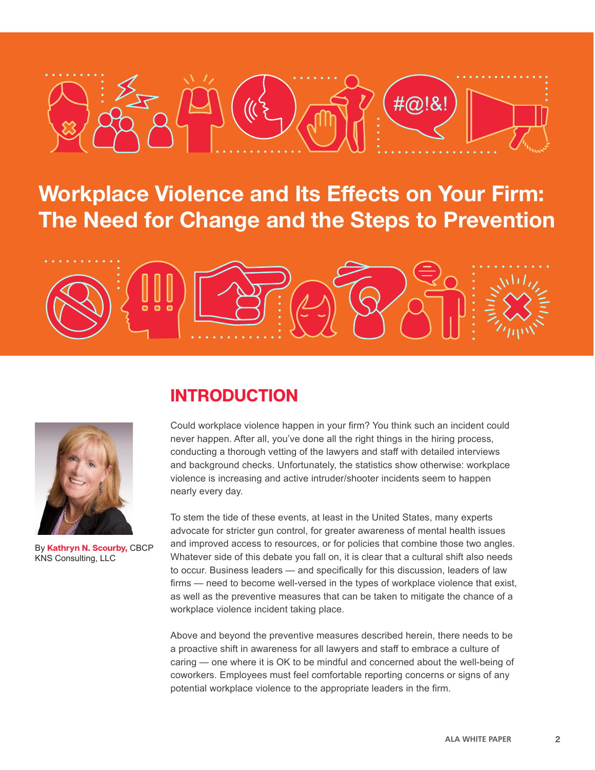# Workplace Violence and Its Effects on Your Firm: The Need for Change and the Steps to Prevention

By **Kathryn N. Scourby,** CBCP
KNS Consulting, LLC

## INTRODUCTION

Could workplace violence happen in your firm? You think such an incident could never happen. After all, you've done all the right things in the hiring process, conducting a thorough vetting of the lawyers and staff with detailed interviews and background checks. Unfortunately, the statistics show otherwise: workplace violence is increasing and active intruder/shooter incidents seem to happen nearly every day.

To stem the tide of these events, at least in the United States, many experts advocate for stricter gun control, for greater awareness of mental health issues and improved access to resources, or for policies that combine those two angles. Whatever side of this debate you fall on, it is clear that a cultural shift also needs to occur. Business leaders — and specifically for this discussion, leaders of law firms — need to become well-versed in the types of workplace violence that exist, as well as the preventive measures that can be taken to mitigate the chance of a workplace violence incident taking place.

Above and beyond the preventive measures described herein, there needs to be a proactive shift in awareness for all lawyers and staff to embrace a culture of caring — one where it is OK to be mindful and concerned about the well-being of coworkers. Employees must feel comfortable reporting concerns or signs of any potential workplace violence to the appropriate leaders in the firm.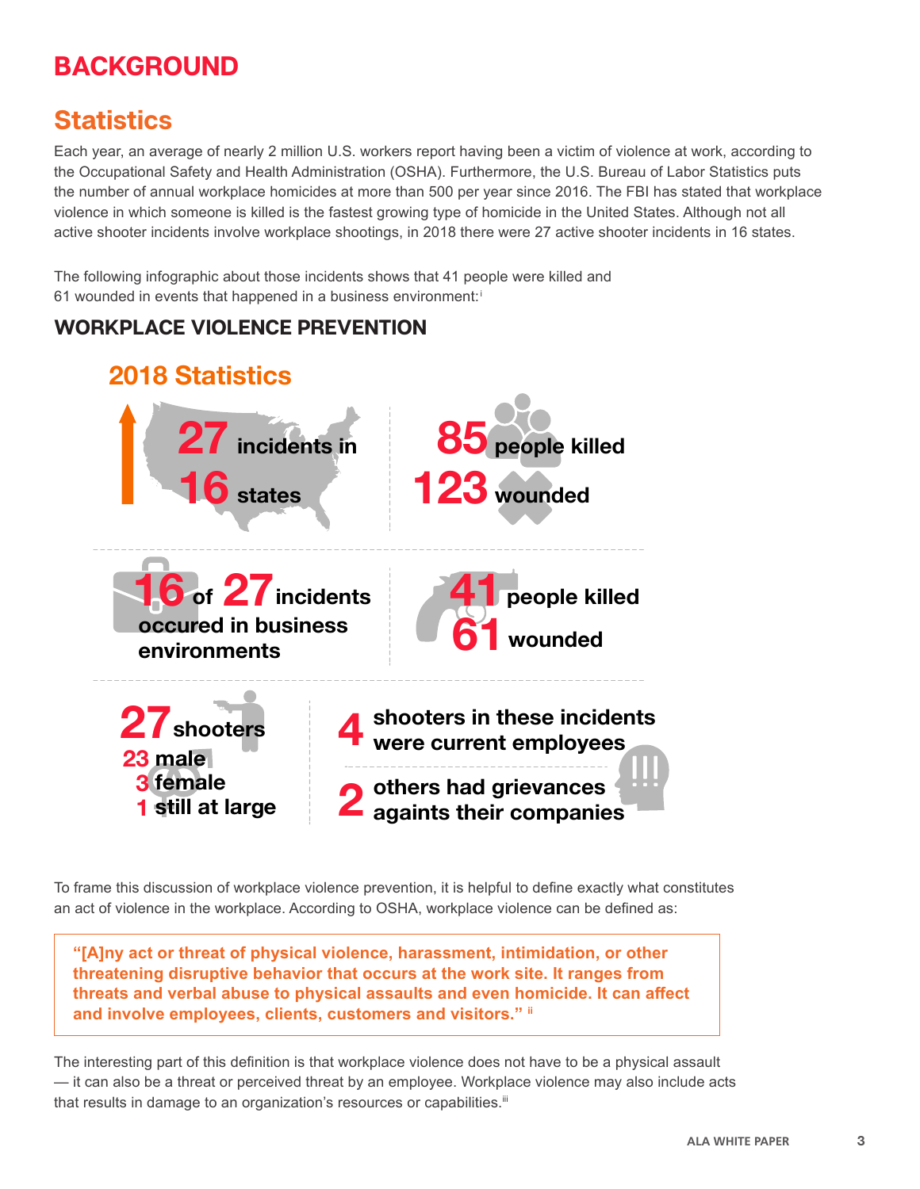# BACKGROUND

## Statistics

Each year, an average of nearly 2 million U.S. workers report having been a victim of violence at work, according to the Occupational Safety and Health Administration (OSHA). Furthermore, the U.S. Bureau of Labor Statistics puts the number of annual workplace homicides at more than 500 per year since 2016. The FBI has stated that workplace violence in which someone is killed is the fastest growing type of homicide in the United States. Although not all active shooter incidents involve workplace shootings, in 2018 there were 27 active shooter incidents in 16 states.

The following infographic about those incidents shows that 41 people were killed and 61 wounded in events that happened in a business environment:[i]

### WORKPLACE VIOLENCE PREVENTION

**2018 Statistics**

**27** incidents in **16** states

**85** people killed
**123** wounded

**16** of **27** incidents occured in business environments

**41** people killed
**61** wounded

**27** shooters
**23** male
**3** female
**1** still at large

**4** shooters in these incidents were current employees

**2** others had grievances againts their companies

To frame this discussion of workplace violence prevention, it is helpful to define exactly what constitutes an act of violence in the workplace. According to OSHA, workplace violence can be defined as:

> **"[A]ny act or threat of physical violence, harassment, intimidation, or other threatening disruptive behavior that occurs at the work site. It ranges from threats and verbal abuse to physical assaults and even homicide. It can affect and involve employees, clients, customers and visitors."** [ii]

The interesting part of this definition is that workplace violence does not have to be a physical assault — it can also be a threat or perceived threat by an employee. Workplace violence may also include acts that results in damage to an organization's resources or capabilities.[iii]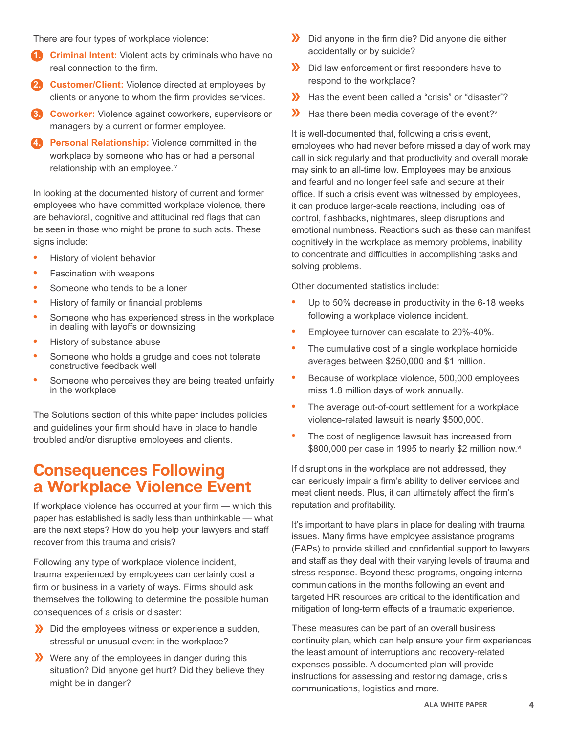There are four types of workplace violence:

1. **Criminal Intent:** Violent acts by criminals who have no real connection to the firm.
2. **Customer/Client:** Violence directed at employees by clients or anyone to whom the firm provides services.
3. **Coworker:** Violence against coworkers, supervisors or managers by a current or former employee.
4. **Personal Relationship:** Violence committed in the workplace by someone who has or had a personal relationship with an employee.[iv]

In looking at the documented history of current and former employees who have committed workplace violence, there are behavioral, cognitive and attitudinal red flags that can be seen in those who might be prone to such acts. These signs include:

- History of violent behavior
- Fascination with weapons
- Someone who tends to be a loner
- History of family or financial problems
- Someone who has experienced stress in the workplace in dealing with layoffs or downsizing
- History of substance abuse
- Someone who holds a grudge and does not tolerate constructive feedback well
- Someone who perceives they are being treated unfairly in the workplace

The Solutions section of this white paper includes policies and guidelines your firm should have in place to handle troubled and/or disruptive employees and clients.

## Consequences Following a Workplace Violence Event

If workplace violence has occurred at your firm — which this paper has established is sadly less than unthinkable — what are the next steps? How do you help your lawyers and staff recover from this trauma and crisis?

Following any type of workplace violence incident, trauma experienced by employees can certainly cost a firm or business in a variety of ways. Firms should ask themselves the following to determine the possible human consequences of a crisis or disaster:

- Did the employees witness or experience a sudden, stressful or unusual event in the workplace?
- Were any of the employees in danger during this situation? Did anyone get hurt? Did they believe they might be in danger?
- Did anyone in the firm die? Did anyone die either accidentally or by suicide?
- Did law enforcement or first responders have to respond to the workplace?
- Has the event been called a "crisis" or "disaster"?
- Has there been media coverage of the event?[v]

It is well-documented that, following a crisis event, employees who had never before missed a day of work may call in sick regularly and that productivity and overall morale may sink to an all-time low. Employees may be anxious and fearful and no longer feel safe and secure at their office. If such a crisis event was witnessed by employees, it can produce larger-scale reactions, including loss of control, flashbacks, nightmares, sleep disruptions and emotional numbness. Reactions such as these can manifest cognitively in the workplace as memory problems, inability to concentrate and difficulties in accomplishing tasks and solving problems.

Other documented statistics include:

- Up to 50% decrease in productivity in the 6-18 weeks following a workplace violence incident.
- Employee turnover can escalate to 20%-40%.
- The cumulative cost of a single workplace homicide averages between $250,000 and $1 million.
- Because of workplace violence, 500,000 employees miss 1.8 million days of work annually.
- The average out-of-court settlement for a workplace violence-related lawsuit is nearly $500,000.
- The cost of negligence lawsuit has increased from $800,000 per case in 1995 to nearly $2 million now.[vi]

If disruptions in the workplace are not addressed, they can seriously impair a firm's ability to deliver services and meet client needs. Plus, it can ultimately affect the firm's reputation and profitability.

It's important to have plans in place for dealing with trauma issues. Many firms have employee assistance programs (EAPs) to provide skilled and confidential support to lawyers and staff as they deal with their varying levels of trauma and stress response. Beyond these programs, ongoing internal communications in the months following an event and targeted HR resources are critical to the identification and mitigation of long-term effects of a traumatic experience.

These measures can be part of an overall business continuity plan, which can help ensure your firm experiences the least amount of interruptions and recovery-related expenses possible. A documented plan will provide instructions for assessing and restoring damage, crisis communications, logistics and more.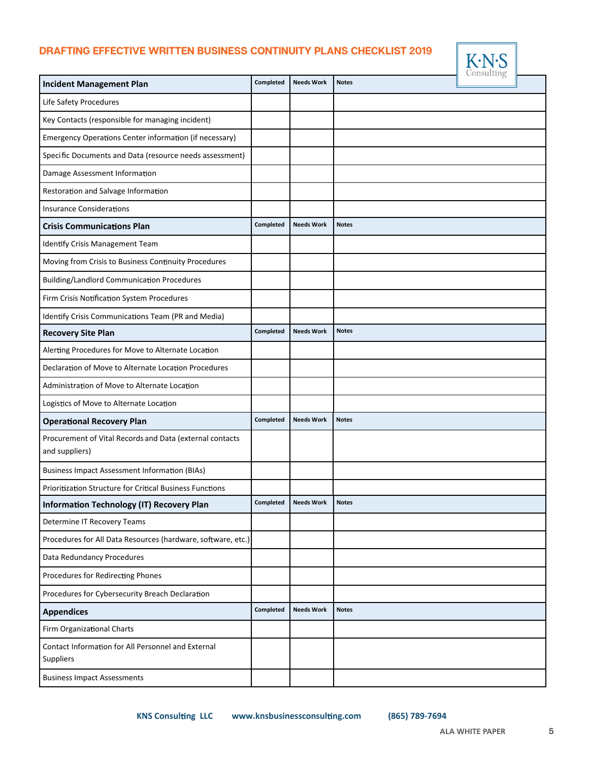## DRAFTING EFFECTIVE WRITTEN BUSINESS CONTINUITY PLANS CHECKLIST 2019

| **Incident Management Plan** | Completed | Needs Work | Notes |
|---|---|---|---|
| Life Safety Procedures | | | |
| Key Contacts (responsible for managing incident) | | | |
| Emergency Operations Center information (if necessary) | | | |
| Specific Documents and Data (resource needs assessment) | | | |
| Damage Assessment Information | | | |
| Restoration and Salvage Information | | | |
| Insurance Considerations | | | |
| **Crisis Communications Plan** | **Completed** | **Needs Work** | **Notes** |
| Identify Crisis Management Team | | | |
| Moving from Crisis to Business Continuity Procedures | | | |
| Building/Landlord Communication Procedures | | | |
| Firm Crisis Notification System Procedures | | | |
| Identify Crisis Communications Team (PR and Media) | | | |
| **Recovery Site Plan** | **Completed** | **Needs Work** | **Notes** |
| Alerting Procedures for Move to Alternate Location | | | |
| Declaration of Move to Alternate Location Procedures | | | |
| Administration of Move to Alternate Location | | | |
| Logistics of Move to Alternate Location | | | |
| **Operational Recovery Plan** | **Completed** | **Needs Work** | **Notes** |
| Procurement of Vital Records and Data (external contacts and suppliers) | | | |
| Business Impact Assessment Information (BIAs) | | | |
| Prioritization Structure for Critical Business Functions | | | |
| **Information Technology (IT) Recovery Plan** | **Completed** | **Needs Work** | **Notes** |
| Determine IT Recovery Teams | | | |
| Procedures for All Data Resources (hardware, software, etc.) | | | |
| Data Redundancy Procedures | | | |
| Procedures for Redirecting Phones | | | |
| Procedures for Cybersecurity Breach Declaration | | | |
| **Appendices** | **Completed** | **Needs Work** | **Notes** |
| Firm Organizational Charts | | | |
| Contact Information for All Personnel and External Suppliers | | | |
| Business Impact Assessments | | | |

**KNS Consulting LLC** **www.knsbusinessconsulting.com** **(865) 789-7694**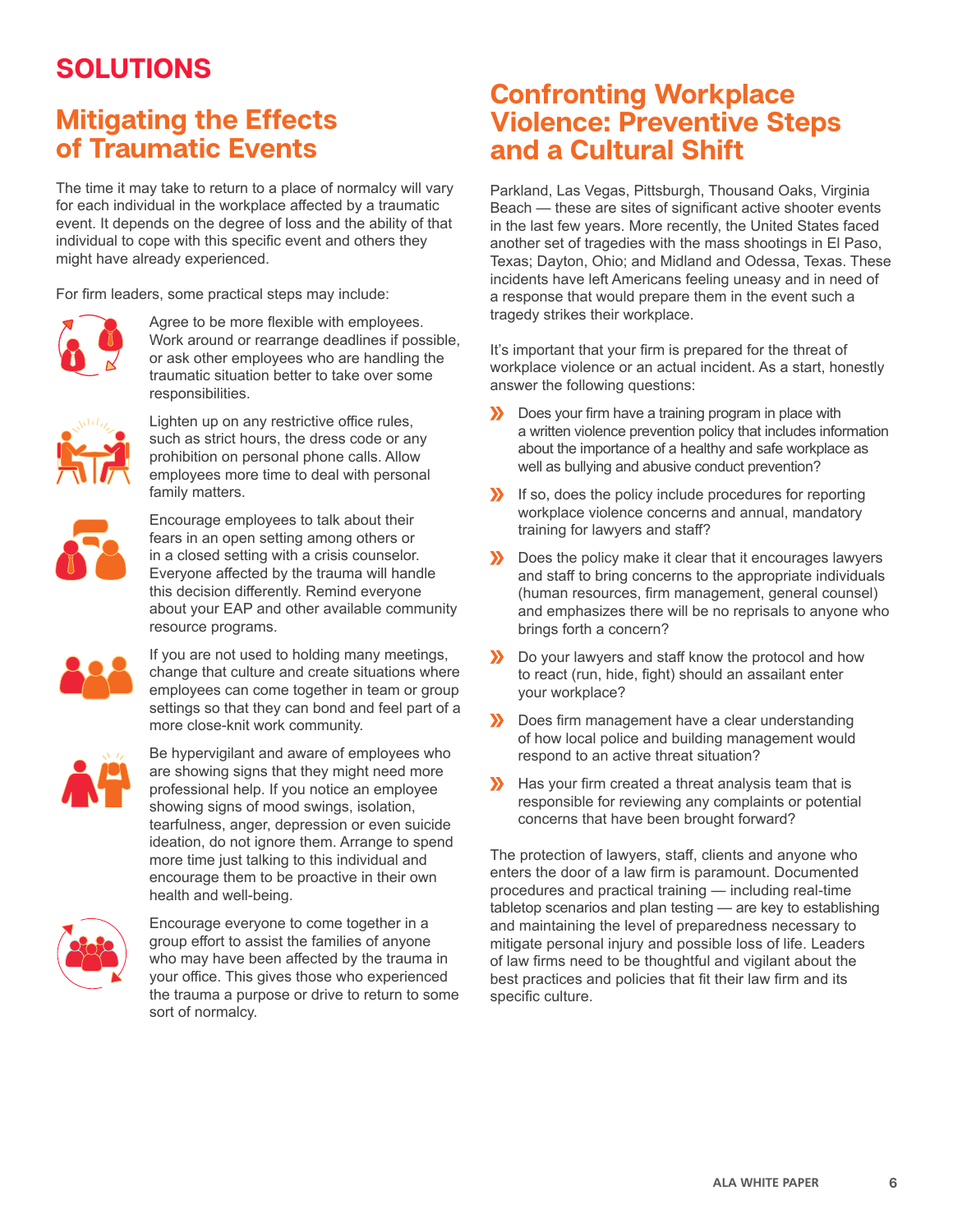# SOLUTIONS

## Mitigating the Effects of Traumatic Events

The time it may take to return to a place of normalcy will vary for each individual in the workplace affected by a traumatic event. It depends on the degree of loss and the ability of that individual to cope with this specific event and others they might have already experienced.

For firm leaders, some practical steps may include:

- Agree to be more flexible with employees. Work around or rearrange deadlines if possible, or ask other employees who are handling the traumatic situation better to take over some responsibilities.
- Lighten up on any restrictive office rules, such as strict hours, the dress code or any prohibition on personal phone calls. Allow employees more time to deal with personal family matters.
- Encourage employees to talk about their fears in an open setting among others or in a closed setting with a crisis counselor. Everyone affected by the trauma will handle this decision differently. Remind everyone about your EAP and other available community resource programs.
- If you are not used to holding many meetings, change that culture and create situations where employees can come together in team or group settings so that they can bond and feel part of a more close-knit work community.
- Be hypervigilant and aware of employees who are showing signs that they might need more professional help. If you notice an employee showing signs of mood swings, isolation, tearfulness, anger, depression or even suicide ideation, do not ignore them. Arrange to spend more time just talking to this individual and encourage them to be proactive in their own health and well-being.
- Encourage everyone to come together in a group effort to assist the families of anyone who may have been affected by the trauma in your office. This gives those who experienced the trauma a purpose or drive to return to some sort of normalcy.

## Confronting Workplace Violence: Preventive Steps and a Cultural Shift

Parkland, Las Vegas, Pittsburgh, Thousand Oaks, Virginia Beach — these are sites of significant active shooter events in the last few years. More recently, the United States faced another set of tragedies with the mass shootings in El Paso, Texas; Dayton, Ohio; and Midland and Odessa, Texas. These incidents have left Americans feeling uneasy and in need of a response that would prepare them in the event such a tragedy strikes their workplace.

It's important that your firm is prepared for the threat of workplace violence or an actual incident. As a start, honestly answer the following questions:

- Does your firm have a training program in place with a written violence prevention policy that includes information about the importance of a healthy and safe workplace as well as bullying and abusive conduct prevention?
- If so, does the policy include procedures for reporting workplace violence concerns and annual, mandatory training for lawyers and staff?
- Does the policy make it clear that it encourages lawyers and staff to bring concerns to the appropriate individuals (human resources, firm management, general counsel) and emphasizes there will be no reprisals to anyone who brings forth a concern?
- Do your lawyers and staff know the protocol and how to react (run, hide, fight) should an assailant enter your workplace?
- Does firm management have a clear understanding of how local police and building management would respond to an active threat situation?
- Has your firm created a threat analysis team that is responsible for reviewing any complaints or potential concerns that have been brought forward?

The protection of lawyers, staff, clients and anyone who enters the door of a law firm is paramount. Documented procedures and practical training — including real-time tabletop scenarios and plan testing — are key to establishing and maintaining the level of preparedness necessary to mitigate personal injury and possible loss of life. Leaders of law firms need to be thoughtful and vigilant about the best practices and policies that fit their law firm and its specific culture.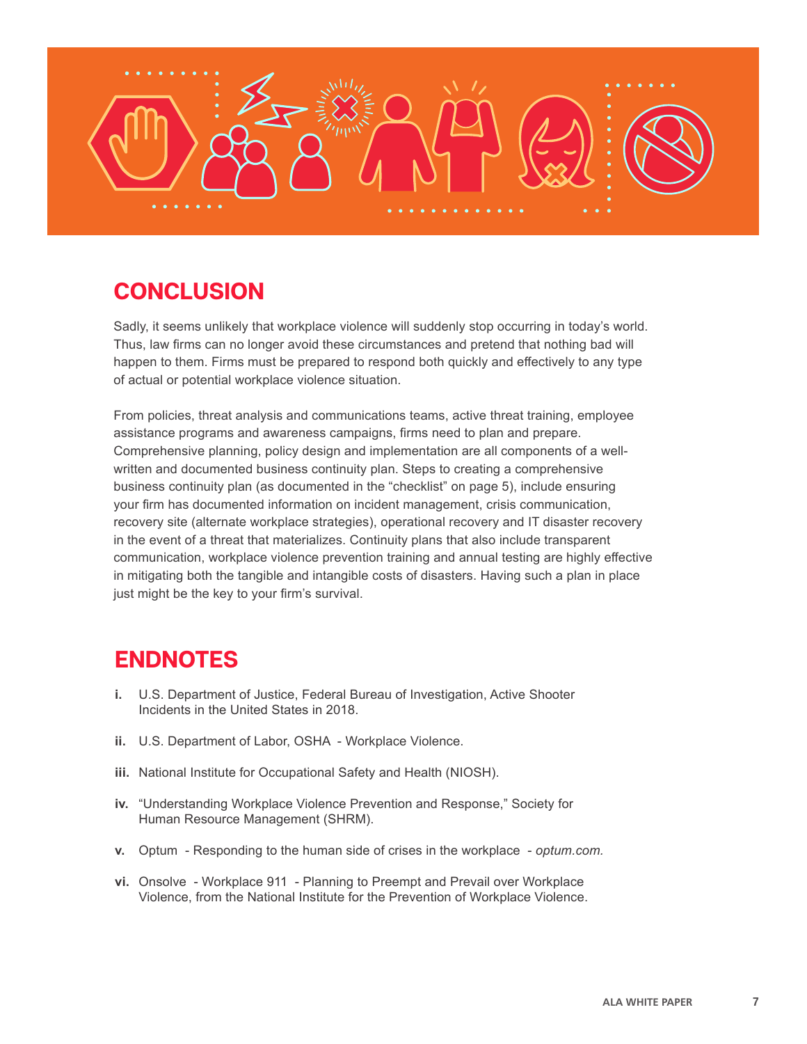## CONCLUSION

Sadly, it seems unlikely that workplace violence will suddenly stop occurring in today's world. Thus, law firms can no longer avoid these circumstances and pretend that nothing bad will happen to them. Firms must be prepared to respond both quickly and effectively to any type of actual or potential workplace violence situation.

From policies, threat analysis and communications teams, active threat training, employee assistance programs and awareness campaigns, firms need to plan and prepare. Comprehensive planning, policy design and implementation are all components of a well-written and documented business continuity plan. Steps to creating a comprehensive business continuity plan (as documented in the "checklist" on page 5), include ensuring your firm has documented information on incident management, crisis communication, recovery site (alternate workplace strategies), operational recovery and IT disaster recovery in the event of a threat that materializes. Continuity plans that also include transparent communication, workplace violence prevention training and annual testing are highly effective in mitigating both the tangible and intangible costs of disasters. Having such a plan in place just might be the key to your firm's survival.

## ENDNOTES

- **i.** U.S. Department of Justice, Federal Bureau of Investigation, Active Shooter Incidents in the United States in 2018.
- **ii.** U.S. Department of Labor, OSHA - Workplace Violence.
- **iii.** National Institute for Occupational Safety and Health (NIOSH).
- **iv.** "Understanding Workplace Violence Prevention and Response," Society for Human Resource Management (SHRM).
- **v.** Optum - Responding to the human side of crises in the workplace - *optum.com.*
- **vi.** Onsolve - Workplace 911 - Planning to Preempt and Prevail over Workplace Violence, from the National Institute for the Prevention of Workplace Violence.